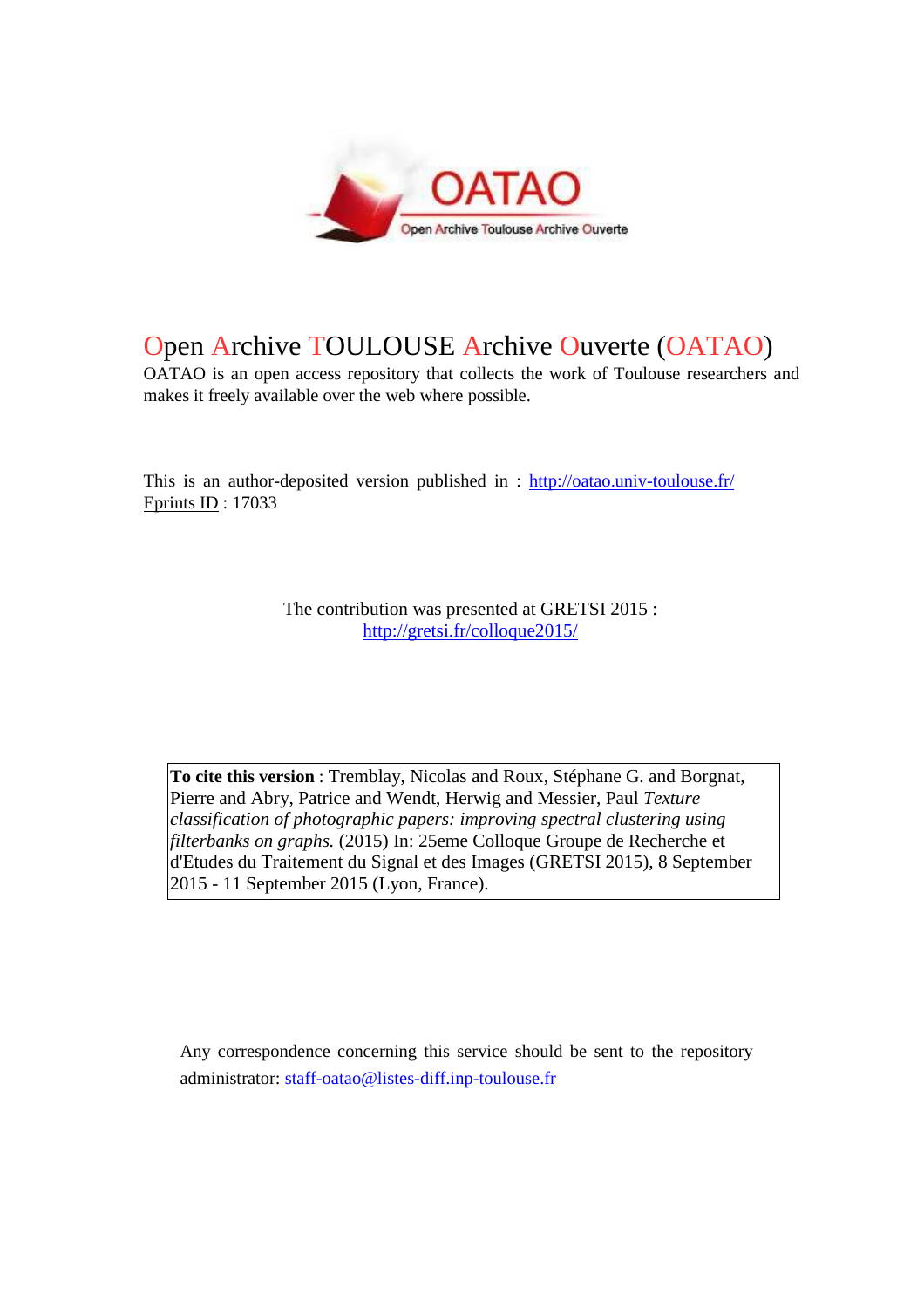# Open Archive TOULOUSE Archive Ouverte (OATAO)

OATAO is an open access repository that collects the work of Toulouse researchers and makes it freely available over the web where possible.

This is an author-deposited version published in : http://oatao.univ-toulouse.fr/
Eprints ID : 17033

The contribution was presented at GRETSI 2015 :
http://gretsi.fr/colloque2015/

**To cite this version** : Tremblay, Nicolas and Roux, Stéphane G. and Borgnat, Pierre and Abry, Patrice and Wendt, Herwig and Messier, Paul *Texture classification of photographic papers: improving spectral clustering using filterbanks on graphs.* (2015) In: 25eme Colloque Groupe de Recherche et d'Etudes du Traitement du Signal et des Images (GRETSI 2015), 8 September 2015 - 11 September 2015 (Lyon, France).

Any correspondence concerning this service should be sent to the repository administrator: staff-oatao@listes-diff.inp-toulouse.fr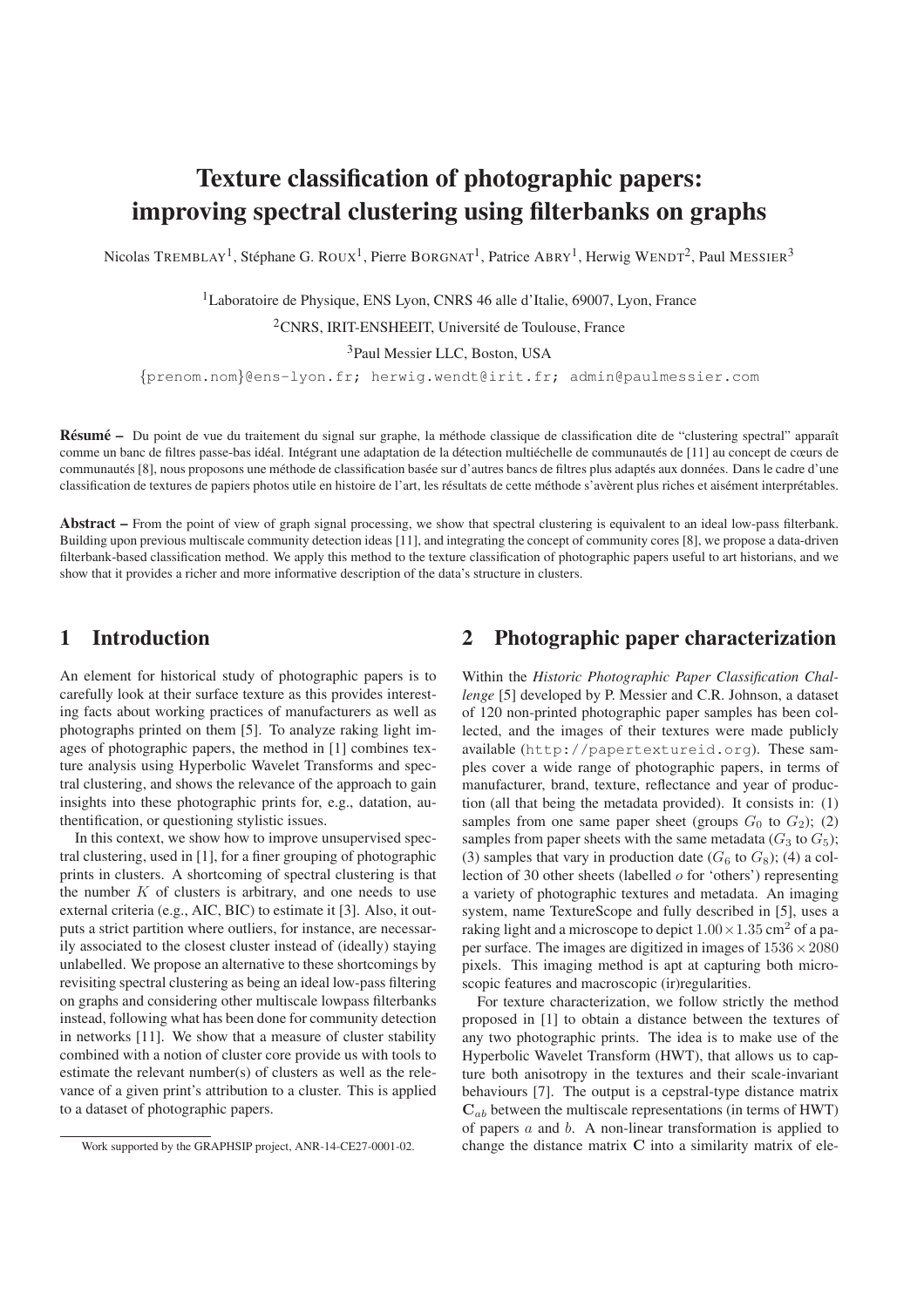# Texture classification of photographic papers: improving spectral clustering using filterbanks on graphs

Nicolas TREMBLAY[1], Stéphane G. ROUX[1], Pierre BORGNAT[1], Patrice ABRY[1], Herwig WENDT[2], Paul MESSIER[3]

[1]Laboratoire de Physique, ENS Lyon, CNRS 46 alle d'Italie, 69007, Lyon, France

[2]CNRS, IRIT-ENSHEEIT, Université de Toulouse, France

[3]Paul Messier LLC, Boston, USA

{prenom.nom}@ens-lyon.fr; herwig.wendt@irit.fr; admin@paulmessier.com

**Résumé –** Du point de vue du traitement du signal sur graphe, la méthode classique de classification dite de "clustering spectral" apparaît comme un banc de filtres passe-bas idéal. Intégrant une adaptation de la détection multiéchelle de communautés de [11] au concept de cœurs de communautés [8], nous proposons une méthode de classification basée sur d'autres bancs de filtres plus adaptés aux données. Dans le cadre d'une classification de textures de papiers photos utile en histoire de l'art, les résultats de cette méthode s'avèrent plus riches et aisément interprétables.

**Abstract –** From the point of view of graph signal processing, we show that spectral clustering is equivalent to an ideal low-pass filterbank. Building upon previous multiscale community detection ideas [11], and integrating the concept of community cores [8], we propose a data-driven filterbank-based classification method. We apply this method to the texture classification of photographic papers useful to art historians, and we show that it provides a richer and more informative description of the data's structure in clusters.

## 1 Introduction

An element for historical study of photographic papers is to carefully look at their surface texture as this provides interesting facts about working practices of manufacturers as well as photographs printed on them [5]. To analyze raking light images of photographic papers, the method in [1] combines texture analysis using Hyperbolic Wavelet Transforms and spectral clustering, and shows the relevance of the approach to gain insights into these photographic prints for, e.g., datation, authentification, or questioning stylistic issues.

In this context, we show how to improve unsupervised spectral clustering, used in [1], for a finer grouping of photographic prints in clusters. A shortcoming of spectral clustering is that the number $K$ of clusters is arbitrary, and one needs to use external criteria (e.g., AIC, BIC) to estimate it [3]. Also, it outputs a strict partition where outliers, for instance, are necessarily associated to the closest cluster instead of (ideally) staying unlabelled. We propose an alternative to these shortcomings by revisiting spectral clustering as being an ideal low-pass filtering on graphs and considering other multiscale lowpass filterbanks instead, following what has been done for community detection in networks [11]. We show that a measure of cluster stability combined with a notion of cluster core provide us with tools to estimate the relevant number(s) of clusters as well as the relevance of a given print's attribution to a cluster. This is applied to a dataset of photographic papers.

Work supported by the GRAPHSIP project, ANR-14-CE27-0001-02.

## 2 Photographic paper characterization

Within the *Historic Photographic Paper Classification Challenge* [5] developed by P. Messier and C.R. Johnson, a dataset of 120 non-printed photographic paper samples has been collected, and the images of their textures were made publicly available (http://papertextureid.org). These samples cover a wide range of photographic papers, in terms of manufacturer, brand, texture, reflectance and year of production (all that being the metadata provided). It consists in: (1) samples from one same paper sheet (groups $G_0$ to $G_2$); (2) samples from paper sheets with the same metadata ($G_3$ to $G_5$); (3) samples that vary in production date ($G_6$ to $G_8$); (4) a collection of 30 other sheets (labelled $o$ for 'others') representing a variety of photographic textures and metadata. An imaging system, name TextureScope and fully described in [5], uses a raking light and a microscope to depict $1.00 \times 1.35$ cm$^2$ of a paper surface. The images are digitized in images of $1536 \times 2080$ pixels. This imaging method is apt at capturing both microscopic features and macroscopic (ir)regularities.

For texture characterization, we follow strictly the method proposed in [1] to obtain a distance between the textures of any two photographic prints. The idea is to make use of the Hyperbolic Wavelet Transform (HWT), that allows us to capture both anisotropy in the textures and their scale-invariant behaviours [7]. The output is a cepstral-type distance matrix $\mathbf{C}_{ab}$ between the multiscale representations (in terms of HWT) of papers $a$ and $b$. A non-linear transformation is applied to change the distance matrix $\mathbf{C}$ into a similarity matrix of ele-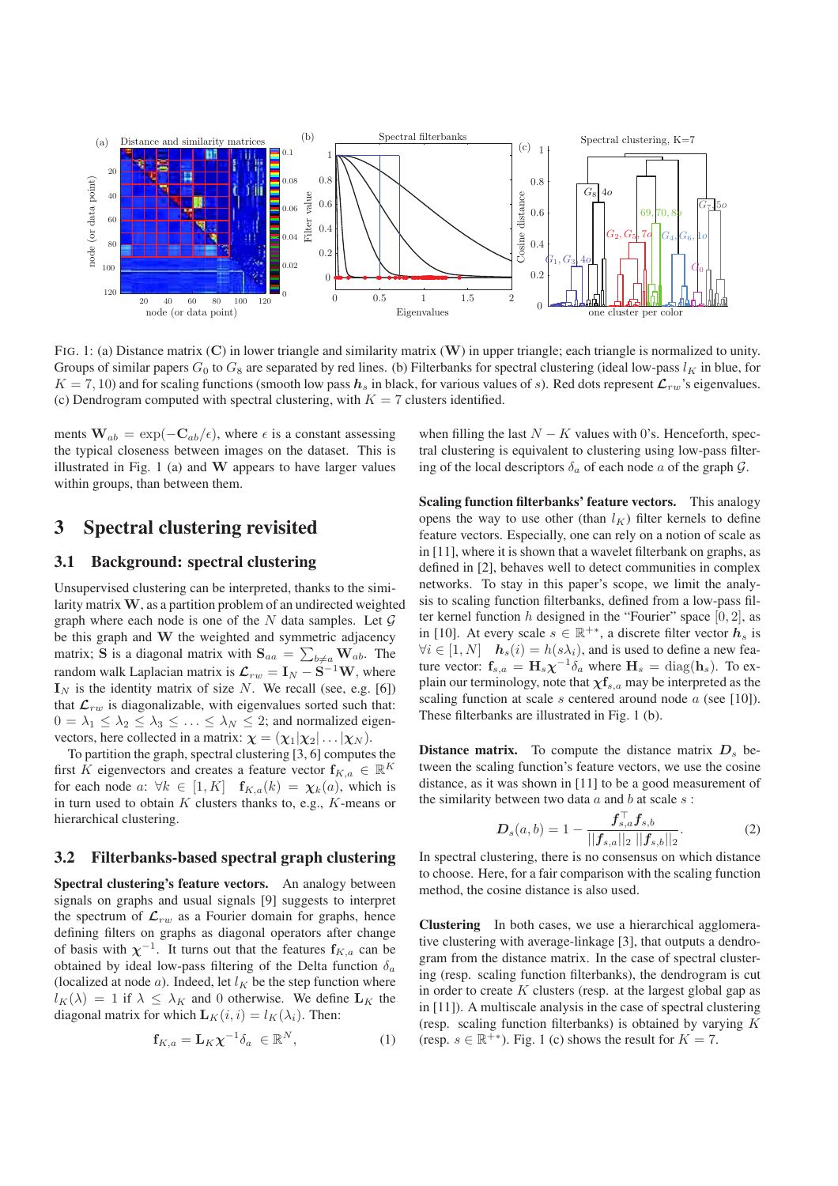FIG. 1: (a) Distance matrix ($\mathbf{C}$) in lower triangle and similarity matrix ($\mathbf{W}$) in upper triangle; each triangle is normalized to unity. Groups of similar papers $G_0$ to $G_8$ are separated by red lines. (b) Filterbanks for spectral clustering (ideal low-pass $l_K$ in blue, for $K = 7, 10$) and for scaling functions (smooth low pass $\boldsymbol{h}_s$ in black, for various values of $s$). Red dots represent $\mathcal{L}_{rw}$'s eigenvalues. (c) Dendrogram computed with spectral clustering, with $K = 7$ clusters identified.

ments $\mathbf{W}_{ab} = \exp(-\mathbf{C}_{ab}/\epsilon)$, where $\epsilon$ is a constant assessing the typical closeness between images on the dataset. This is illustrated in Fig. 1 (a) and $\mathbf{W}$ appears to have larger values within groups, than between them.

# 3 Spectral clustering revisited

## 3.1 Background: spectral clustering

Unsupervised clustering can be interpreted, thanks to the similarity matrix $\mathbf{W}$, as a partition problem of an undirected weighted graph where each node is one of the $N$ data samples. Let $\mathcal{G}$ be this graph and $\mathbf{W}$ the weighted and symmetric adjacency matrix; $\mathbf{S}$ is a diagonal matrix with $\mathbf{S}_{aa} = \sum_{b \neq a} \mathbf{W}_{ab}$. The random walk Laplacian matrix is $\mathcal{L}_{rw} = \mathbf{I}_N - \mathbf{S}^{-1}\mathbf{W}$, where $\mathbf{I}_N$ is the identity matrix of size $N$. We recall (see, e.g. [6]) that $\mathcal{L}_{rw}$ is diagonalizable, with eigenvalues sorted such that: $0 = \lambda_1 \leq \lambda_2 \leq \lambda_3 \leq \ldots \leq \lambda_N \leq 2$; and normalized eigenvectors, here collected in a matrix: $\boldsymbol{\chi} = (\boldsymbol{\chi}_1 | \boldsymbol{\chi}_2 | \ldots | \boldsymbol{\chi}_N)$.

To partition the graph, spectral clustering [3, 6] computes the first $K$ eigenvectors and creates a feature vector $\mathbf{f}_{K,a} \in \mathbb{R}^K$ for each node $a$: $\forall k \in [1, K]$ $\quad \mathbf{f}_{K,a}(k) = \boldsymbol{\chi}_k(a)$, which is in turn used to obtain $K$ clusters thanks to, e.g., $K$-means or hierarchical clustering.

## 3.2 Filterbanks-based spectral graph clustering

**Spectral clustering's feature vectors.** An analogy between signals on graphs and usual signals [9] suggests to interpret the spectrum of $\mathcal{L}_{rw}$ as a Fourier domain for graphs, hence defining filters on graphs as diagonal operators after change of basis with $\boldsymbol{\chi}^{-1}$. It turns out that the features $\mathbf{f}_{K,a}$ can be obtained by ideal low-pass filtering of the Delta function $\delta_a$ (localized at node $a$). Indeed, let $l_K$ be the step function where $l_K(\lambda) = 1$ if $\lambda \leq \lambda_K$ and 0 otherwise. We define $\mathbf{L}_K$ the diagonal matrix for which $\mathbf{L}_K(i,i) = l_K(\lambda_i)$. Then:

$$\mathbf{f}_{K,a} = \mathbf{L}_K \boldsymbol{\chi}^{-1} \delta_a \ \in \mathbb{R}^N, \tag{1}$$

when filling the last $N - K$ values with 0's. Henceforth, spectral clustering is equivalent to clustering using low-pass filtering of the local descriptors $\delta_a$ of each node $a$ of the graph $\mathcal{G}$.

**Scaling function filterbanks' feature vectors.** This analogy opens the way to use other (than $l_K$) filter kernels to define feature vectors. Especially, one can rely on a notion of scale as in [11], where it is shown that a wavelet filterbank on graphs, as defined in [2], behaves well to detect communities in complex networks. To stay in this paper's scope, we limit the analysis to scaling function filterbanks, defined from a low-pass filter kernel function $h$ designed in the "Fourier" space $[0, 2]$, as in [10]. At every scale $s \in \mathbb{R}^{+*}$, a discrete filter vector $\boldsymbol{h}_s$ is $\forall i \in [1, N]$ $\quad \boldsymbol{h}_s(i) = h(s\lambda_i)$, and is used to define a new feature vector: $\mathbf{f}_{s,a} = \mathbf{H}_s \boldsymbol{\chi}^{-1} \delta_a$ where $\mathbf{H}_s = \mathrm{diag}(\mathbf{h}_s)$. To explain our terminology, note that $\boldsymbol{\chi} \mathbf{f}_{s,a}$ may be interpreted as the scaling function at scale $s$ centered around node $a$ (see [10]). These filterbanks are illustrated in Fig. 1 (b).

**Distance matrix.** To compute the distance matrix $\boldsymbol{D}_s$ between the scaling function's feature vectors, we use the cosine distance, as it was shown in [11] to be a good measurement of the similarity between two data $a$ and $b$ at scale $s$ :

$$\boldsymbol{D}_s(a, b) = 1 - \frac{\boldsymbol{f}_{s,a}^\top \boldsymbol{f}_{s,b}}{||\boldsymbol{f}_{s,a}||_2 \, ||\boldsymbol{f}_{s,b}||_2}. \tag{2}$$

In spectral clustering, there is no consensus on which distance to choose. Here, for a fair comparison with the scaling function method, the cosine distance is also used.

**Clustering** In both cases, we use a hierarchical agglomerative clustering with average-linkage [3], that outputs a dendrogram from the distance matrix. In the case of spectral clustering (resp. scaling function filterbanks), the dendrogram is cut in order to create $K$ clusters (resp. at the largest global gap as in [11]). A multiscale analysis in the case of spectral clustering (resp. scaling function filterbanks) is obtained by varying $K$ (resp. $s \in \mathbb{R}^{+*}$). Fig. 1 (c) shows the result for $K = 7$.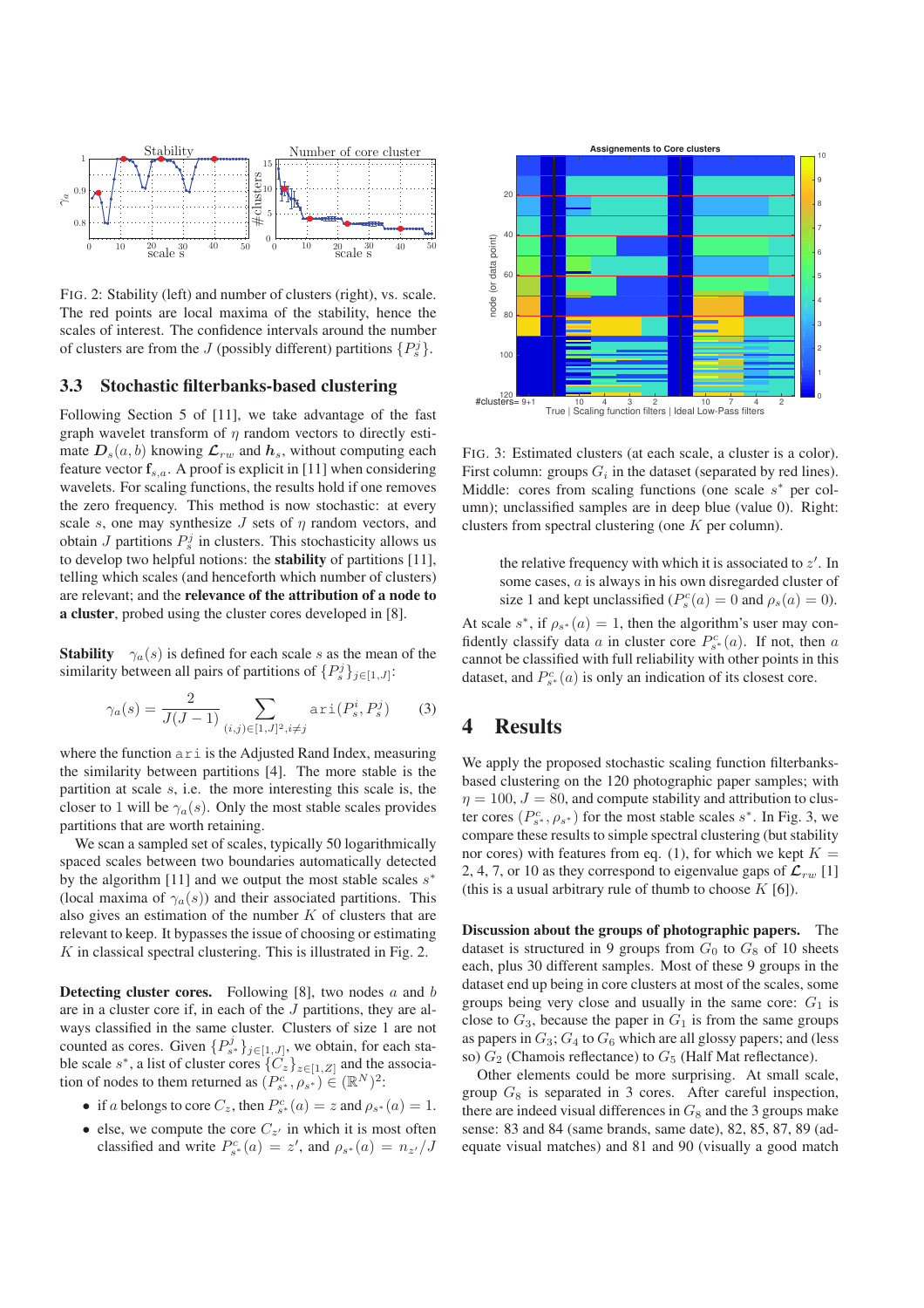FIG. 2: Stability (left) and number of clusters (right), vs. scale. The red points are local maxima of the stability, hence the scales of interest. The confidence intervals around the number of clusters are from the $J$ (possibly different) partitions $\{P_s^j\}$.

### 3.3 Stochastic filterbanks-based clustering

Following Section 5 of [11], we take advantage of the fast graph wavelet transform of $\eta$ random vectors to directly estimate $\boldsymbol{D}_s(a,b)$ knowing $\boldsymbol{\mathcal{L}}_{rw}$ and $\boldsymbol{h}_s$, without computing each feature vector $\mathbf{f}_{s,a}$. A proof is explicit in [11] when considering wavelets. For scaling functions, the results hold if one removes the zero frequency. This method is now stochastic: at every scale $s$, one may synthesize $J$ sets of $\eta$ random vectors, and obtain $J$ partitions $P_s^j$ in clusters. This stochasticity allows us to develop two helpful notions: the **stability** of partitions [11], telling which scales (and henceforth which number of clusters) are relevant; and the **relevance of the attribution of a node to a cluster**, probed using the cluster cores developed in [8].

**Stability** $\gamma_a(s)$ is defined for each scale $s$ as the mean of the similarity between all pairs of partitions of $\{P_s^j\}_{j\in[1,J]}$:

$$\gamma_a(s) = \frac{2}{J(J-1)} \sum_{(i,j)\in[1,J]^2, i\neq j} \mathtt{ari}(P_s^i, P_s^j) \qquad (3)$$

where the function $\mathtt{ari}$ is the Adjusted Rand Index, measuring the similarity between partitions [4]. The more stable is the partition at scale $s$, i.e. the more interesting this scale is, the closer to 1 will be $\gamma_a(s)$. Only the most stable scales provides partitions that are worth retaining.

We scan a sampled set of scales, typically 50 logarithmically spaced scales between two boundaries automatically detected by the algorithm [11] and we output the most stable scales $s^*$ (local maxima of $\gamma_a(s)$) and their associated partitions. This also gives an estimation of the number $K$ of clusters that are relevant to keep. It bypasses the issue of choosing or estimating $K$ in classical spectral clustering. This is illustrated in Fig. 2.

**Detecting cluster cores.** Following [8], two nodes $a$ and $b$ are in a cluster core if, in each of the $J$ partitions, they are always classified in the same cluster. Clusters of size 1 are not counted as cores. Given $\{P_{s^*}^j\}_{j\in[1,J]}$, we obtain, for each stable scale $s^*$, a list of cluster cores $\{C_z\}_{z\in[1,Z]}$ and the association of nodes to them returned as $(P_{s^*}^c, \rho_{s^*}) \in (\mathbb{R}^N)^2$:

- if $a$ belongs to core $C_z$, then $P_{s^*}^c(a) = z$ and $\rho_{s^*}(a) = 1$.
- else, we compute the core $C_{z'}$ in which it is most often classified and write $P_{s^*}^c(a) = z'$, and $\rho_{s^*}(a) = n_{z'}/J$ the relative frequency with which it is associated to $z'$. In some cases, $a$ is always in his own disregarded cluster of size 1 and kept unclassified ($P_s^c(a) = 0$ and $\rho_s(a) = 0$).

At scale $s^*$, if $\rho_{s^*}(a) = 1$, then the algorithm's user may confidently classify data $a$ in cluster core $P_{s^*}^c(a)$. If not, then $a$ cannot be classified with full reliability with other points in this dataset, and $P_{s^*}^c(a)$ is only an indication of its closest core.

FIG. 3: Estimated clusters (at each scale, a cluster is a color). First column: groups $G_i$ in the dataset (separated by red lines). Middle: cores from scaling functions (one scale $s^*$ per column); unclassified samples are in deep blue (value 0). Right: clusters from spectral clustering (one $K$ per column).

## 4 Results

We apply the proposed stochastic scaling function filterbanks-based clustering on the 120 photographic paper samples; with $\eta = 100$, $J = 80$, and compute stability and attribution to cluster cores $(P_{s^*}^c, \rho_{s^*})$ for the most stable scales $s^*$. In Fig. 3, we compare these results to simple spectral clustering (but stability nor cores) with features from eq. (1), for which we kept $K = 2, 4, 7,$ or $10$ as they correspond to eigenvalue gaps of $\boldsymbol{\mathcal{L}}_{rw}$ [1] (this is a usual arbitrary rule of thumb to choose $K$ [6]).

**Discussion about the groups of photographic papers.** The dataset is structured in 9 groups from $G_0$ to $G_8$ of 10 sheets each, plus 30 different samples. Most of these 9 groups in the dataset end up being in core clusters at most of the scales, some groups being very close and usually in the same core: $G_1$ is close to $G_3$, because the paper in $G_1$ is from the same groups as papers in $G_3$; $G_4$ to $G_6$ which are all glossy papers; and (less so) $G_2$ (Chamois reflectance) to $G_5$ (Half Mat reflectance).

Other elements could be more surprising. At small scale, group $G_8$ is separated in 3 cores. After careful inspection, there are indeed visual differences in $G_8$ and the 3 groups make sense: 83 and 84 (same brands, same date), 82, 85, 87, 89 (adequate visual matches) and 81 and 90 (visually a good match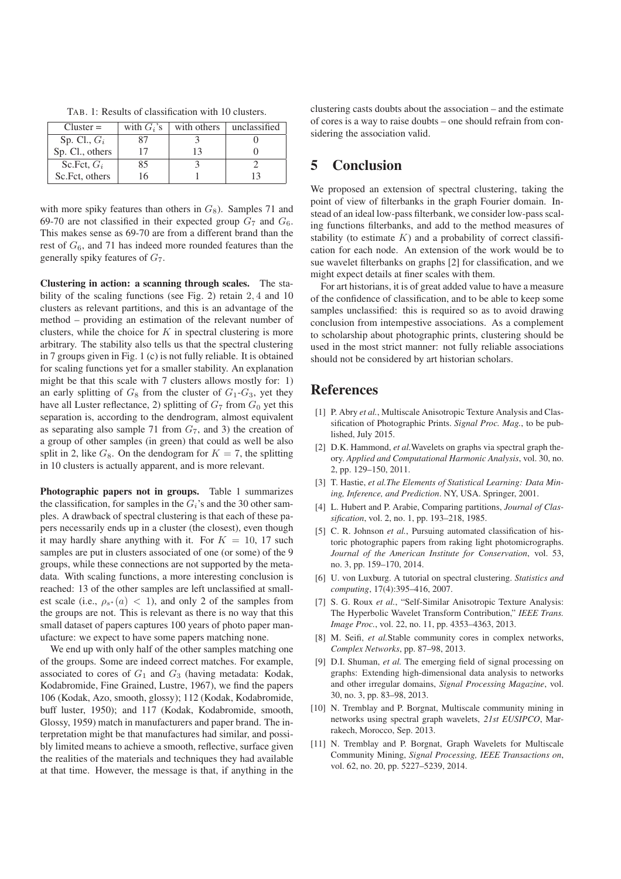TAB. 1: Results of classification with 10 clusters.

| Cluster = | with $G_i$'s | with others | unclassified |
|---|---|---|---|
| Sp. Cl., $G_i$ | 87 | 3 | 0 |
| Sp. Cl., others | 17 | 13 | 0 |
| Sc.Fct, $G_i$ | 85 | 3 | 2 |
| Sc.Fct, others | 16 | 1 | 13 |

with more spiky features than others in $G_8$). Samples 71 and 69-70 are not classified in their expected group $G_7$ and $G_6$. This makes sense as 69-70 are from a different brand than the rest of $G_6$, and 71 has indeed more rounded features than the generally spiky features of $G_7$.

**Clustering in action: a scanning through scales.** The stability of the scaling functions (see Fig. 2) retain $2, 4$ and $10$ clusters as relevant partitions, and this is an advantage of the method – providing an estimation of the relevant number of clusters, while the choice for $K$ in spectral clustering is more arbitrary. The stability also tells us that the spectral clustering in 7 groups given in Fig. 1 (c) is not fully reliable. It is obtained for scaling functions yet for a smaller stability. An explanation might be that this scale with 7 clusters allows mostly for: 1) an early splitting of $G_8$ from the cluster of $G_1$-$G_3$, yet they have all Luster reflectance, 2) splitting of $G_7$ from $G_0$ yet this separation is, according to the dendrogram, almost equivalent as separating also sample 71 from $G_7$, and 3) the creation of a group of other samples (in green) that could as well be also split in 2, like $G_8$. On the dendogram for $K = 7$, the splitting in 10 clusters is actually apparent, and is more relevant.

**Photographic papers not in groups.** Table 1 summarizes the classification, for samples in the $G_i$'s and the 30 other samples. A drawback of spectral clustering is that each of these papers necessarily ends up in a cluster (the closest), even though it may hardly share anything with it. For $K = 10$, 17 such samples are put in clusters associated of one (or some) of the 9 groups, while these connections are not supported by the metadata. With scaling functions, a more interesting conclusion is reached: 13 of the other samples are left unclassified at smallest scale (i.e., $\rho_{s^*}(a) < 1$), and only 2 of the samples from the groups are not. This is relevant as there is no way that this small dataset of papers captures 100 years of photo paper manufacture: we expect to have some papers matching none.

We end up with only half of the other samples matching one of the groups. Some are indeed correct matches. For example, associated to cores of $G_1$ and $G_3$ (having metadata: Kodak, Kodabromide, Fine Grained, Lustre, 1967), we find the papers 106 (Kodak, Azo, smooth, glossy); 112 (Kodak, Kodabromide, buff luster, 1950); and 117 (Kodak, Kodabromide, smooth, Glossy, 1959) match in manufacturers and paper brand. The interpretation might be that manufactures had similar, and possibly limited means to achieve a smooth, reflective, surface given the realities of the materials and techniques they had available at that time. However, the message is that, if anything in the clustering casts doubts about the association – and the estimate of cores is a way to raise doubts – one should refrain from considering the association valid.

## 5 Conclusion

We proposed an extension of spectral clustering, taking the point of view of filterbanks in the graph Fourier domain. Instead of an ideal low-pass filterbank, we consider low-pass scaling functions filterbanks, and add to the method measures of stability (to estimate $K$) and a probability of correct classification for each node. An extension of the work would be to sue wavelet filterbanks on graphs [2] for classification, and we might expect details at finer scales with them.

For art historians, it is of great added value to have a measure of the confidence of classification, and to be able to keep some samples unclassified: this is required so as to avoid drawing conclusion from intempestive associations. As a complement to scholarship about photographic prints, clustering should be used in the most strict manner: not fully reliable associations should not be considered by art historian scholars.

## References

[1] P. Abry *et al.*, Multiscale Anisotropic Texture Analysis and Classification of Photographic Prints. *Signal Proc. Mag.*, to be published, July 2015.

[2] D.K. Hammond, *et al.*Wavelets on graphs via spectral graph theory. *Applied and Computational Harmonic Analysis*, vol. 30, no. 2, pp. 129–150, 2011.

[3] T. Hastie, *et al.The Elements of Statistical Learning: Data Mining, Inference, and Prediction*. NY, USA. Springer, 2001.

[4] L. Hubert and P. Arabie, Comparing partitions, *Journal of Classification*, vol. 2, no. 1, pp. 193–218, 1985.

[5] C. R. Johnson *et al.*, Pursuing automated classification of historic photographic papers from raking light photomicrographs. *Journal of the American Institute for Conservation*, vol. 53, no. 3, pp. 159–170, 2014.

[6] U. von Luxburg. A tutorial on spectral clustering. *Statistics and computing*, 17(4):395–416, 2007.

[7] S. G. Roux *et al.*, "Self-Similar Anisotropic Texture Analysis: The Hyperbolic Wavelet Transform Contribution," *IEEE Trans. Image Proc.*, vol. 22, no. 11, pp. 4353–4363, 2013.

[8] M. Seifi, *et al.*Stable community cores in complex networks, *Complex Networks*, pp. 87–98, 2013.

[9] D.I. Shuman, *et al.* The emerging field of signal processing on graphs: Extending high-dimensional data analysis to networks and other irregular domains, *Signal Processing Magazine*, vol. 30, no. 3, pp. 83–98, 2013.

[10] N. Tremblay and P. Borgnat, Multiscale community mining in networks using spectral graph wavelets, *21st EUSIPCO*, Marrakech, Morocco, Sep. 2013.

[11] N. Tremblay and P. Borgnat, Graph Wavelets for Multiscale Community Mining, *Signal Processing, IEEE Transactions on*, vol. 62, no. 20, pp. 5227–5239, 2014.